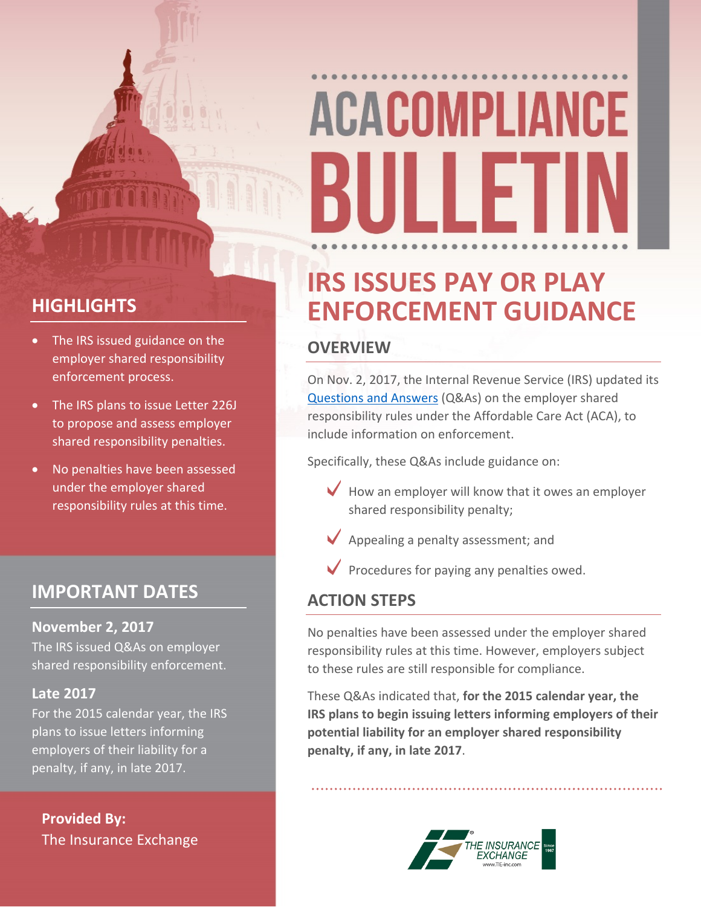# ACA COMPLIANCE BULLETIN

# IRS ISSUES PAY OR PLAY ENFORCEMENT GUIDANCE

## OVERVIEW

On Nov. 2, 2017, the Internal Revenue Service (IRS) updated its Questions and Answers (Q&As) on the employer shared responsibility rules under the Affordable Care Act (ACA), to include information on enforcement.

Specifically, these Q&As include guidance on:

- How an employer will know that it owes an employer shared responsibility penalty;
- Appealing a penalty assessment; and
- Procedures for paying any penalties owed.

## ACTION STEPS

No penalties have been assessed under the employer shared responsibility rules at this time. However, employers subject to these rules are still responsible for compliance.

These Q&As indicated that, **for the 2015 calendar year, the IRS plans to begin issuing letters informing employers of their potential liability for an employer shared responsibility penalty, if any, in late 2017**.

## HIGHLIGHTS

- The IRS issued guidance on the employer shared responsibility enforcement process.
- The IRS plans to issue Letter 226J to propose and assess employer shared responsibility penalties.
- No penalties have been assessed under the employer shared responsibility rules at this time.

## IMPORTANT DATES

### November 2, 2017

The IRS issued Q&As on employer shared responsibility enforcement.

### Late 2017

For the 2015 calendar year, the IRS plans to issue letters informing employers of their liability for a penalty, if any, in late 2017.

**Provided By:**
The Insurance Exchange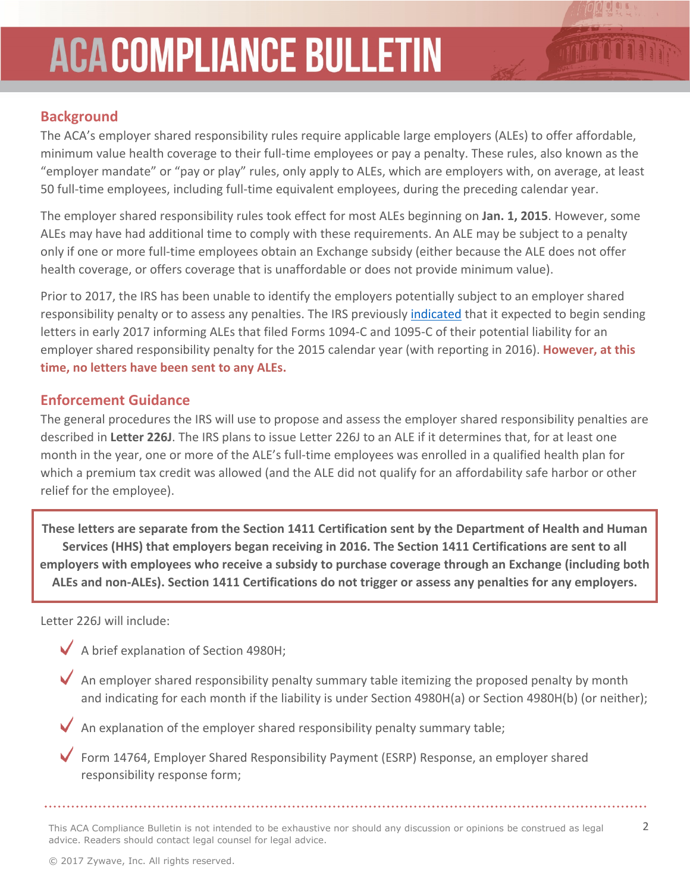## Background

The ACA's employer shared responsibility rules require applicable large employers (ALEs) to offer affordable, minimum value health coverage to their full-time employees or pay a penalty. These rules, also known as the "employer mandate" or "pay or play" rules, only apply to ALEs, which are employers with, on average, at least 50 full-time employees, including full-time equivalent employees, during the preceding calendar year.

The employer shared responsibility rules took effect for most ALEs beginning on **Jan. 1, 2015**. However, some ALEs may have had additional time to comply with these requirements. An ALE may be subject to a penalty only if one or more full-time employees obtain an Exchange subsidy (either because the ALE does not offer health coverage, or offers coverage that is unaffordable or does not provide minimum value).

Prior to 2017, the IRS has been unable to identify the employers potentially subject to an employer shared responsibility penalty or to assess any penalties. The IRS previously indicated that it expected to begin sending letters in early 2017 informing ALEs that filed Forms 1094-C and 1095-C of their potential liability for an employer shared responsibility penalty for the 2015 calendar year (with reporting in 2016). **However, at this time, no letters have been sent to any ALEs.**

## Enforcement Guidance

The general procedures the IRS will use to propose and assess the employer shared responsibility penalties are described in **Letter 226J**. The IRS plans to issue Letter 226J to an ALE if it determines that, for at least one month in the year, one or more of the ALE's full-time employees was enrolled in a qualified health plan for which a premium tax credit was allowed (and the ALE did not qualify for an affordability safe harbor or other relief for the employee).

**These letters are separate from the Section 1411 Certification sent by the Department of Health and Human Services (HHS) that employers began receiving in 2016. The Section 1411 Certifications are sent to all employers with employees who receive a subsidy to purchase coverage through an Exchange (including both ALEs and non-ALEs). Section 1411 Certifications do not trigger or assess any penalties for any employers.**

Letter 226J will include:

- A brief explanation of Section 4980H;
- An employer shared responsibility penalty summary table itemizing the proposed penalty by month and indicating for each month if the liability is under Section 4980H(a) or Section 4980H(b) (or neither);
- An explanation of the employer shared responsibility penalty summary table;
- Form 14764, Employer Shared Responsibility Payment (ESRP) Response, an employer shared responsibility response form;

This ACA Compliance Bulletin is not intended to be exhaustive nor should any discussion or opinions be construed as legal advice. Readers should contact legal counsel for legal advice.

© 2017 Zywave, Inc. All rights reserved.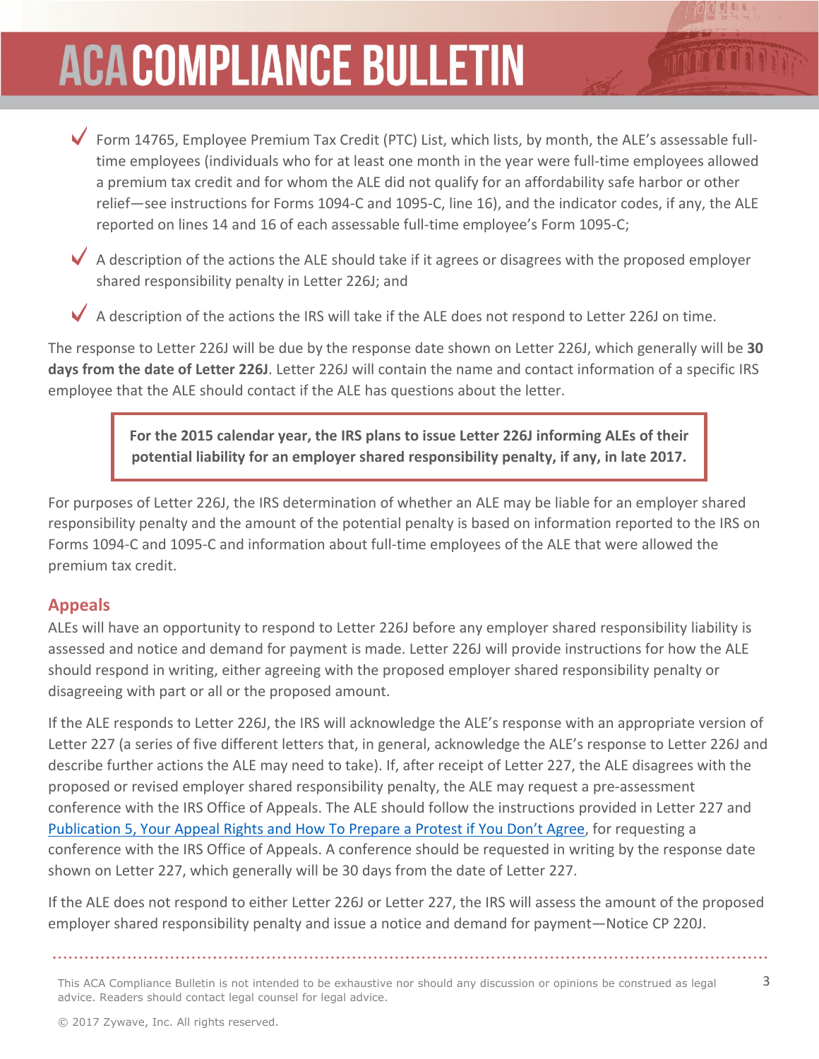- Form 14765, Employee Premium Tax Credit (PTC) List, which lists, by month, the ALE's assessable full-time employees (individuals who for at least one month in the year were full-time employees allowed a premium tax credit and for whom the ALE did not qualify for an affordability safe harbor or other relief—see instructions for Forms 1094-C and 1095-C, line 16), and the indicator codes, if any, the ALE reported on lines 14 and 16 of each assessable full-time employee's Form 1095-C;
- A description of the actions the ALE should take if it agrees or disagrees with the proposed employer shared responsibility penalty in Letter 226J; and
- A description of the actions the IRS will take if the ALE does not respond to Letter 226J on time.

The response to Letter 226J will be due by the response date shown on Letter 226J, which generally will be **30 days from the date of Letter 226J**. Letter 226J will contain the name and contact information of a specific IRS employee that the ALE should contact if the ALE has questions about the letter.

**For the 2015 calendar year, the IRS plans to issue Letter 226J informing ALEs of their potential liability for an employer shared responsibility penalty, if any, in late 2017.**

For purposes of Letter 226J, the IRS determination of whether an ALE may be liable for an employer shared responsibility penalty and the amount of the potential penalty is based on information reported to the IRS on Forms 1094-C and 1095-C and information about full-time employees of the ALE that were allowed the premium tax credit.

## Appeals

ALEs will have an opportunity to respond to Letter 226J before any employer shared responsibility liability is assessed and notice and demand for payment is made. Letter 226J will provide instructions for how the ALE should respond in writing, either agreeing with the proposed employer shared responsibility penalty or disagreeing with part or all or the proposed amount.

If the ALE responds to Letter 226J, the IRS will acknowledge the ALE's response with an appropriate version of Letter 227 (a series of five different letters that, in general, acknowledge the ALE's response to Letter 226J and describe further actions the ALE may need to take). If, after receipt of Letter 227, the ALE disagrees with the proposed or revised employer shared responsibility penalty, the ALE may request a pre-assessment conference with the IRS Office of Appeals. The ALE should follow the instructions provided in Letter 227 and Publication 5, Your Appeal Rights and How To Prepare a Protest if You Don't Agree, for requesting a conference with the IRS Office of Appeals. A conference should be requested in writing by the response date shown on Letter 227, which generally will be 30 days from the date of Letter 227.

If the ALE does not respond to either Letter 226J or Letter 227, the IRS will assess the amount of the proposed employer shared responsibility penalty and issue a notice and demand for payment—Notice CP 220J.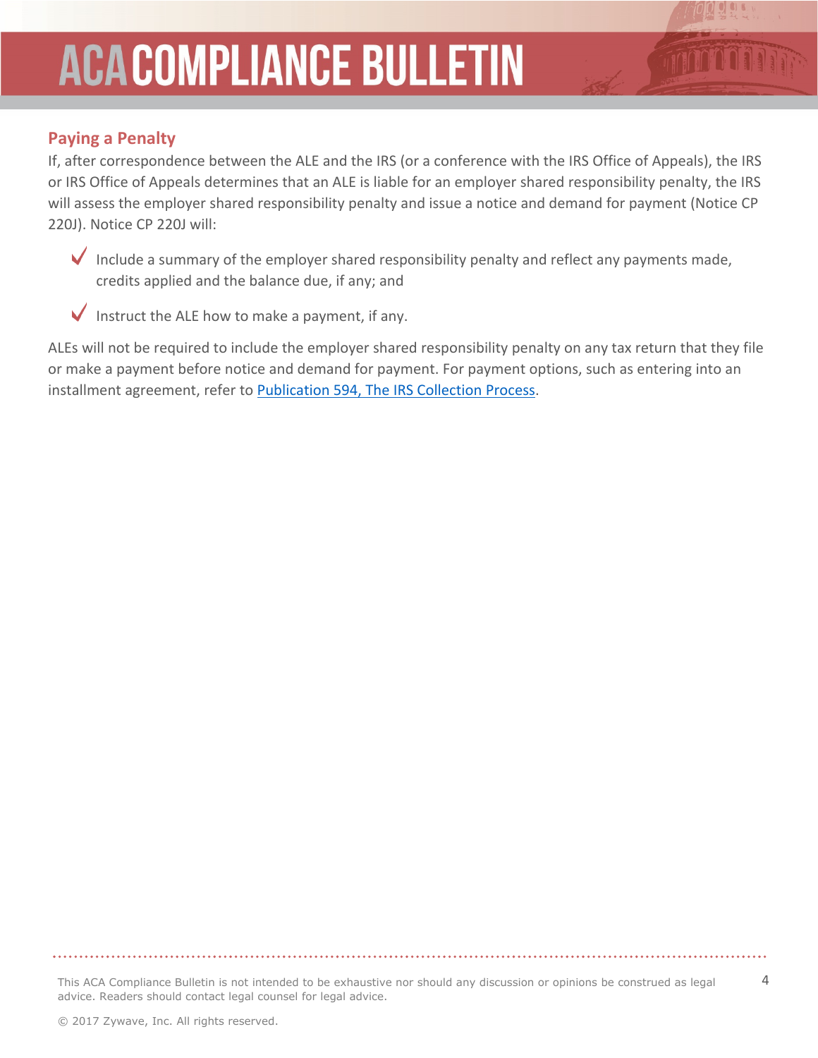## Paying a Penalty

If, after correspondence between the ALE and the IRS (or a conference with the IRS Office of Appeals), the IRS or IRS Office of Appeals determines that an ALE is liable for an employer shared responsibility penalty, the IRS will assess the employer shared responsibility penalty and issue a notice and demand for payment (Notice CP 220J). Notice CP 220J will:

- Include a summary of the employer shared responsibility penalty and reflect any payments made, credits applied and the balance due, if any; and
- Instruct the ALE how to make a payment, if any.

ALEs will not be required to include the employer shared responsibility penalty on any tax return that they file or make a payment before notice and demand for payment. For payment options, such as entering into an installment agreement, refer to Publication 594, The IRS Collection Process.

This ACA Compliance Bulletin is not intended to be exhaustive nor should any discussion or opinions be construed as legal advice. Readers should contact legal counsel for legal advice.

© 2017 Zywave, Inc. All rights reserved.